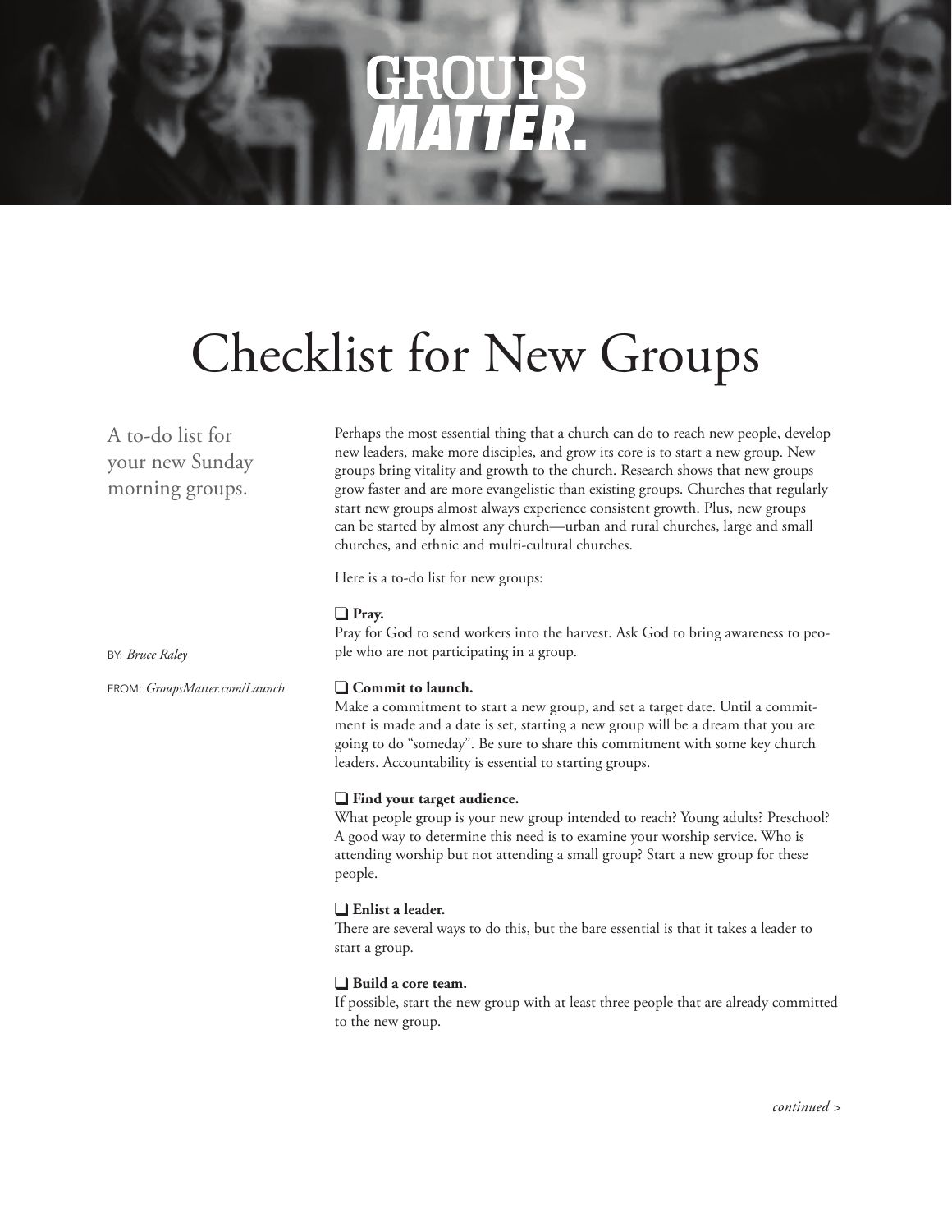GROUPS **MATTER.**

# Checklist for New Groups

A to-do list for your new Sunday morning groups.

BY: *Bruce Raley*

FROM: *GroupsMatter.com/Launch*

Perhaps the most essential thing that a church can do to reach new people, develop new leaders, make more disciples, and grow its core is to start a new group. New groups bring vitality and growth to the church. Research shows that new groups grow faster and are more evangelistic than existing groups. Churches that regularly start new groups almost always experience consistent growth. Plus, new groups can be started by almost any church—urban and rural churches, large and small churches, and ethnic and multi-cultural churches.

Here is a to-do list for new groups:

❑ **Pray.**
Pray for God to send workers into the harvest. Ask God to bring awareness to people who are not participating in a group.

❑ **Commit to launch.**
Make a commitment to start a new group, and set a target date. Until a commitment is made and a date is set, starting a new group will be a dream that you are going to do "someday". Be sure to share this commitment with some key church leaders. Accountability is essential to starting groups.

❑ **Find your target audience.**
What people group is your new group intended to reach? Young adults? Preschool? A good way to determine this need is to examine your worship service. Who is attending worship but not attending a small group? Start a new group for these people.

❑ **Enlist a leader.**
There are several ways to do this, but the bare essential is that it takes a leader to start a group.

❑ **Build a core team.**
If possible, start the new group with at least three people that are already committed to the new group.

*continued >*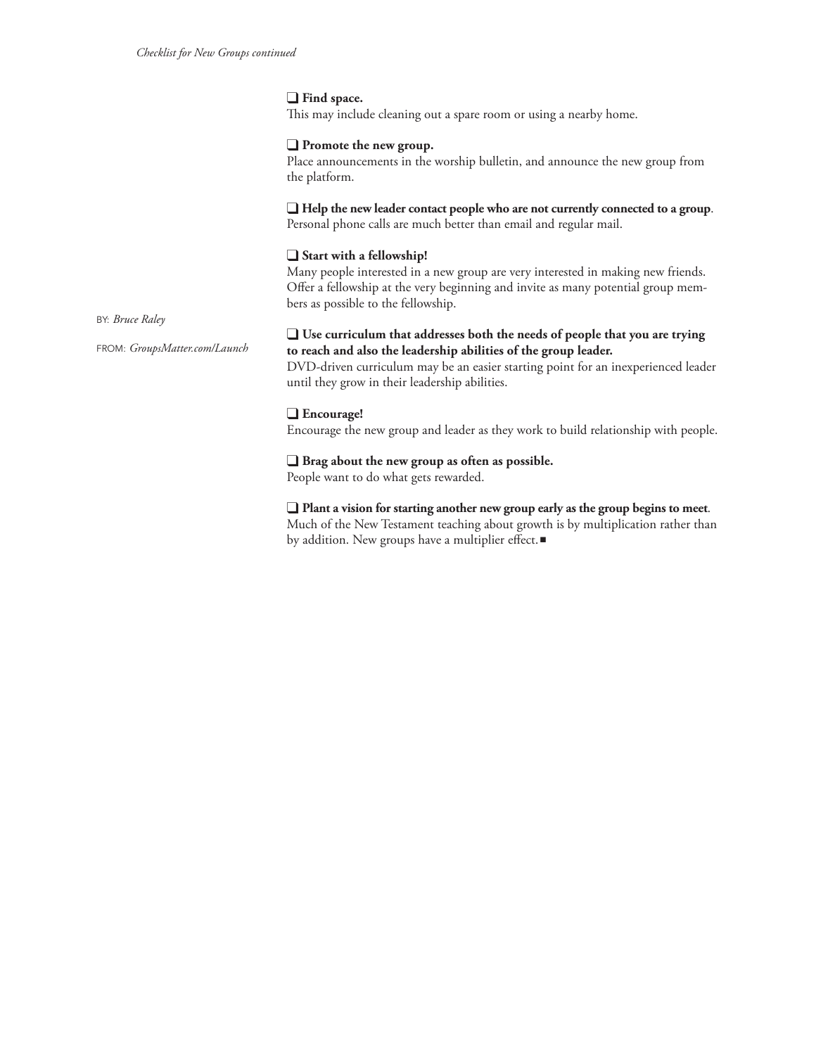*Checklist for New Groups continued*

- [ ] **Find space.**
This may include cleaning out a spare room or using a nearby home.

- [ ] **Promote the new group.**
Place announcements in the worship bulletin, and announce the new group from the platform.

- [ ] **Help the new leader contact people who are not currently connected to a group**.
Personal phone calls are much better than email and regular mail.

- [ ] **Start with a fellowship!**
Many people interested in a new group are very interested in making new friends. Offer a fellowship at the very beginning and invite as many potential group members as possible to the fellowship.

- [ ] **Use curriculum that addresses both the needs of people that you are trying to reach and also the leadership abilities of the group leader.**
DVD-driven curriculum may be an easier starting point for an inexperienced leader until they grow in their leadership abilities.

- [ ] **Encourage!**
Encourage the new group and leader as they work to build relationship with people.

- [ ] **Brag about the new group as often as possible.**
People want to do what gets rewarded.

- [ ] **Plant a vision for starting another new group early as the group begins to meet**.
Much of the New Testament teaching about growth is by multiplication rather than by addition. New groups have a multiplier effect. ■

BY: *Bruce Raley*

FROM: *GroupsMatter.com/Launch*